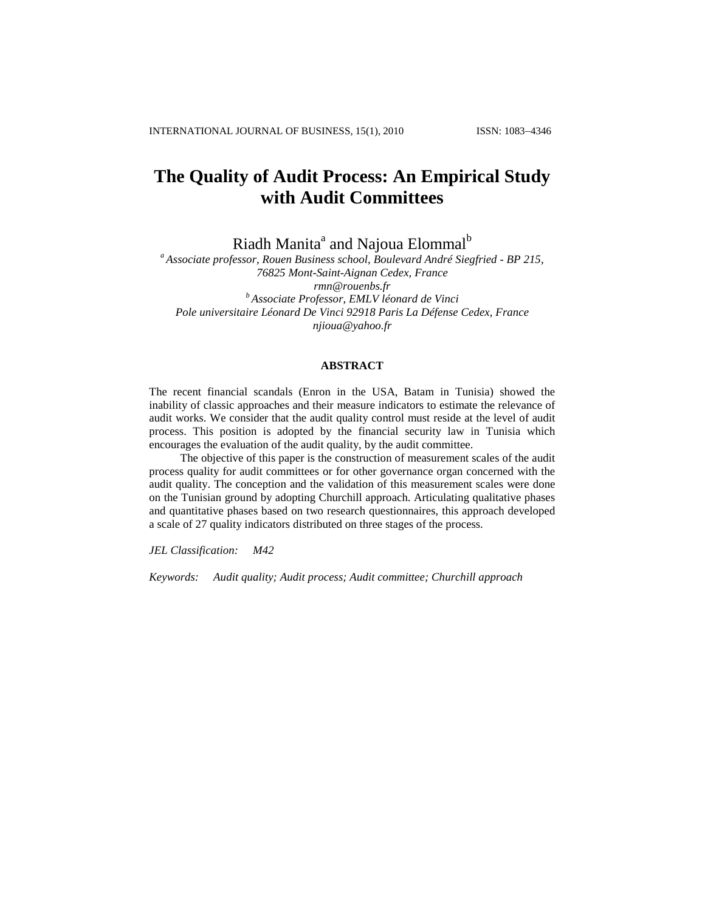# The Quality of Audit Process: An Empirical Study with Audit Committees

Riadh Manita[a] and Najoua Elommal[b]

[a] *Associate professor, Rouen Business school, Boulevard André Siegfried - BP 215, 76825 Mont-Saint-Aignan Cedex, France*
*rmn@rouenbs.fr*

[b] *Associate Professor, EMLV léonard de Vinci*
*Pole universitaire Léonard De Vinci 92918 Paris La Défense Cedex, France*
*njioua@yahoo.fr*

## ABSTRACT

The recent financial scandals (Enron in the USA, Batam in Tunisia) showed the inability of classic approaches and their measure indicators to estimate the relevance of audit works. We consider that the audit quality control must reside at the level of audit process. This position is adopted by the financial security law in Tunisia which encourages the evaluation of the audit quality, by the audit committee.

The objective of this paper is the construction of measurement scales of the audit process quality for audit committees or for other governance organ concerned with the audit quality. The conception and the validation of this measurement scales were done on the Tunisian ground by adopting Churchill approach. Articulating qualitative phases and quantitative phases based on two research questionnaires, this approach developed a scale of 27 quality indicators distributed on three stages of the process.

*JEL Classification:* *M42*

*Keywords:* *Audit quality; Audit process; Audit committee; Churchill approach*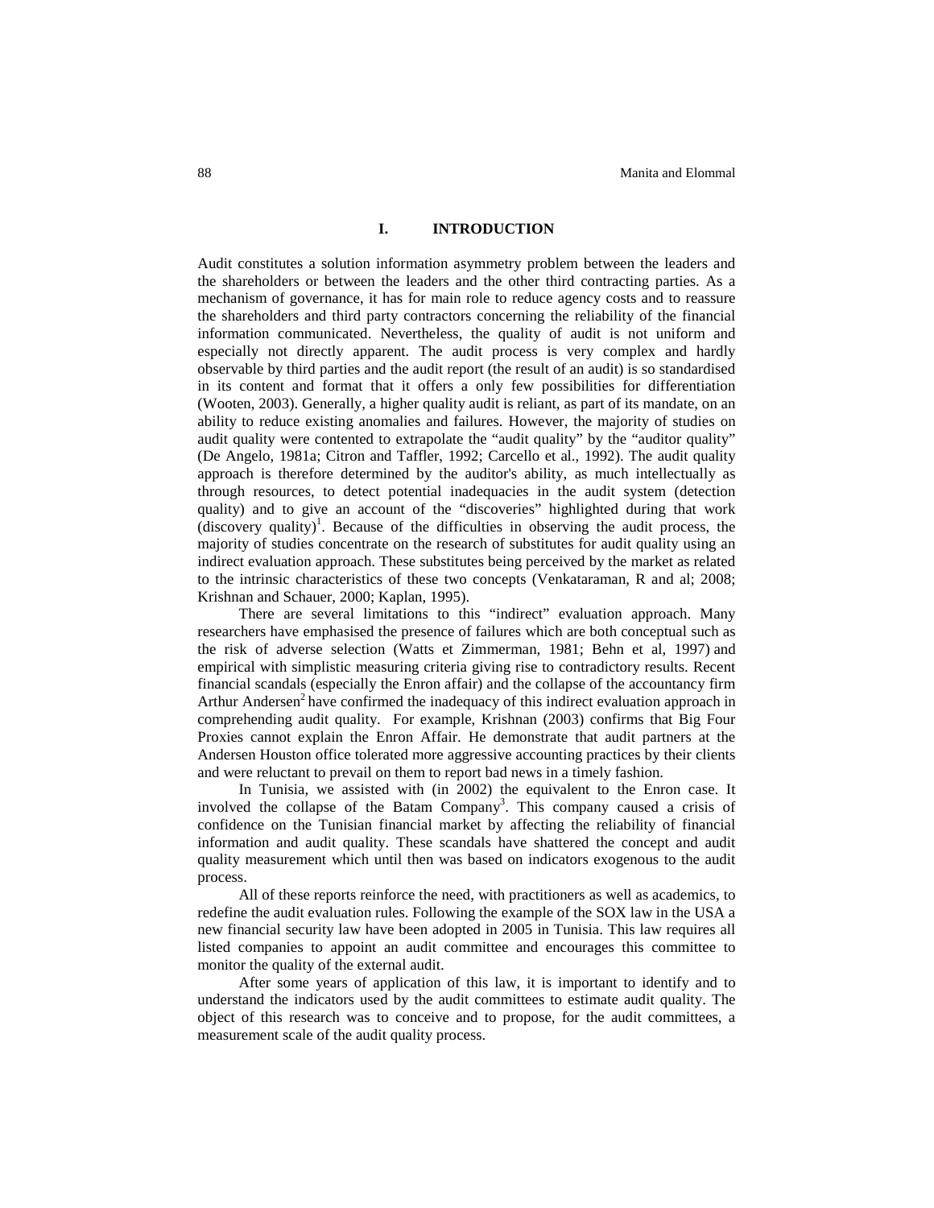## I. INTRODUCTION

Audit constitutes a solution information asymmetry problem between the leaders and the shareholders or between the leaders and the other third contracting parties. As a mechanism of governance, it has for main role to reduce agency costs and to reassure the shareholders and third party contractors concerning the reliability of the financial information communicated. Nevertheless, the quality of audit is not uniform and especially not directly apparent. The audit process is very complex and hardly observable by third parties and the audit report (the result of an audit) is so standardised in its content and format that it offers a only few possibilities for differentiation (Wooten, 2003). Generally, a higher quality audit is reliant, as part of its mandate, on an ability to reduce existing anomalies and failures. However, the majority of studies on audit quality were contented to extrapolate the "audit quality" by the "auditor quality" (De Angelo, 1981a; Citron and Taffler, 1992; Carcello et al., 1992). The audit quality approach is therefore determined by the auditor's ability, as much intellectually as through resources, to detect potential inadequacies in the audit system (detection quality) and to give an account of the "discoveries" highlighted during that work (discovery quality)[1]. Because of the difficulties in observing the audit process, the majority of studies concentrate on the research of substitutes for audit quality using an indirect evaluation approach. These substitutes being perceived by the market as related to the intrinsic characteristics of these two concepts (Venkataraman, R and al; 2008; Krishnan and Schauer, 2000; Kaplan, 1995).

There are several limitations to this "indirect" evaluation approach. Many researchers have emphasised the presence of failures which are both conceptual such as the risk of adverse selection (Watts et Zimmerman, 1981; Behn et al, 1997) and empirical with simplistic measuring criteria giving rise to contradictory results. Recent financial scandals (especially the Enron affair) and the collapse of the accountancy firm Arthur Andersen[2] have confirmed the inadequacy of this indirect evaluation approach in comprehending audit quality. For example, Krishnan (2003) confirms that Big Four Proxies cannot explain the Enron Affair. He demonstrate that audit partners at the Andersen Houston office tolerated more aggressive accounting practices by their clients and were reluctant to prevail on them to report bad news in a timely fashion.

In Tunisia, we assisted with (in 2002) the equivalent to the Enron case. It involved the collapse of the Batam Company[3]. This company caused a crisis of confidence on the Tunisian financial market by affecting the reliability of financial information and audit quality. These scandals have shattered the concept and audit quality measurement which until then was based on indicators exogenous to the audit process.

All of these reports reinforce the need, with practitioners as well as academics, to redefine the audit evaluation rules. Following the example of the SOX law in the USA a new financial security law have been adopted in 2005 in Tunisia. This law requires all listed companies to appoint an audit committee and encourages this committee to monitor the quality of the external audit.

After some years of application of this law, it is important to identify and to understand the indicators used by the audit committees to estimate audit quality. The object of this research was to conceive and to propose, for the audit committees, a measurement scale of the audit quality process.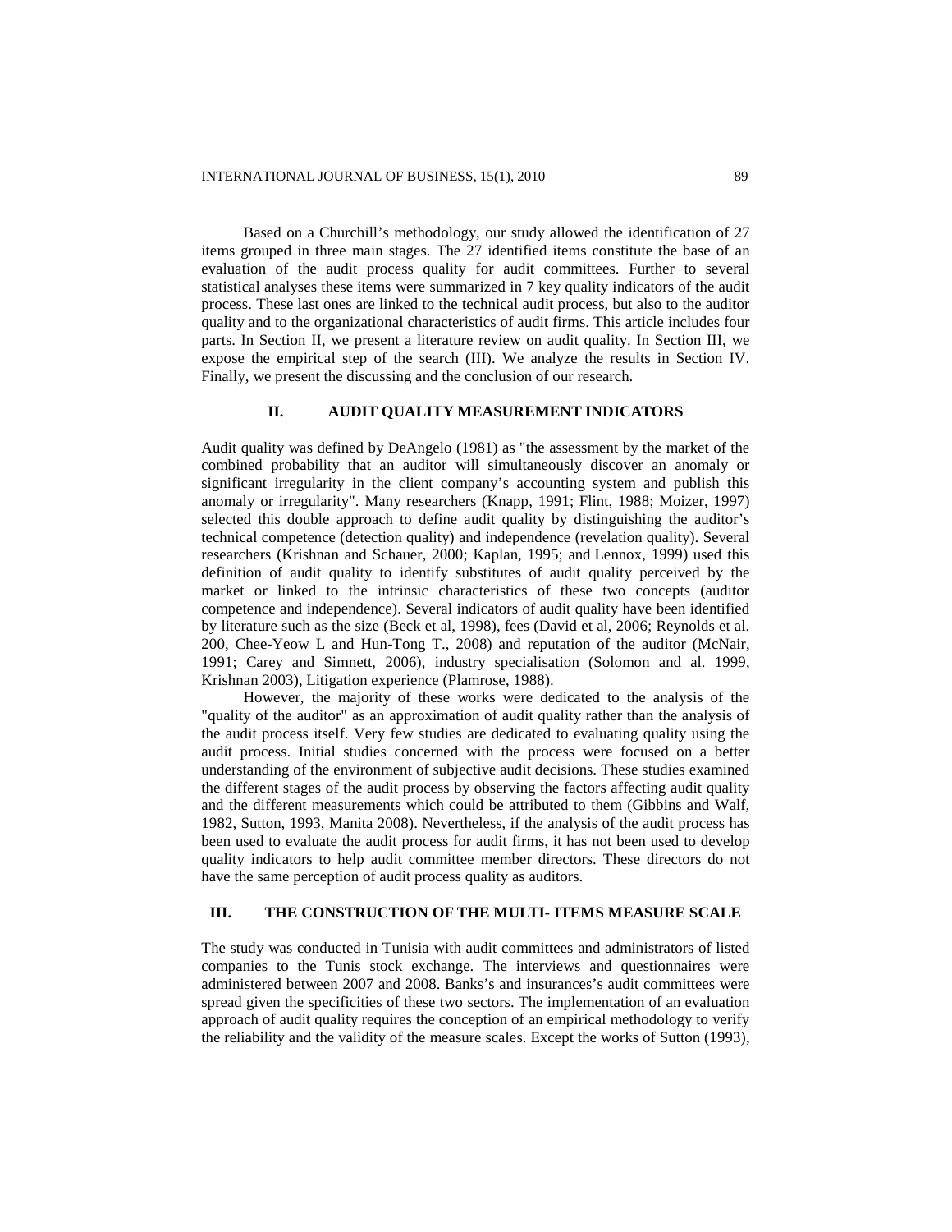Based on a Churchill's methodology, our study allowed the identification of 27 items grouped in three main stages. The 27 identified items constitute the base of an evaluation of the audit process quality for audit committees. Further to several statistical analyses these items were summarized in 7 key quality indicators of the audit process. These last ones are linked to the technical audit process, but also to the auditor quality and to the organizational characteristics of audit firms. This article includes four parts. In Section II, we present a literature review on audit quality. In Section III, we expose the empirical step of the search (III). We analyze the results in Section IV. Finally, we present the discussing and the conclusion of our research.

## II. AUDIT QUALITY MEASUREMENT INDICATORS

Audit quality was defined by DeAngelo (1981) as "the assessment by the market of the combined probability that an auditor will simultaneously discover an anomaly or significant irregularity in the client company's accounting system and publish this anomaly or irregularity". Many researchers (Knapp, 1991; Flint, 1988; Moizer, 1997) selected this double approach to define audit quality by distinguishing the auditor's technical competence (detection quality) and independence (revelation quality). Several researchers (Krishnan and Schauer, 2000; Kaplan, 1995; and Lennox, 1999) used this definition of audit quality to identify substitutes of audit quality perceived by the market or linked to the intrinsic characteristics of these two concepts (auditor competence and independence). Several indicators of audit quality have been identified by literature such as the size (Beck et al, 1998), fees (David et al, 2006; Reynolds et al. 200, Chee-Yeow L and Hun-Tong T., 2008) and reputation of the auditor (McNair, 1991; Carey and Simnett, 2006), industry specialisation (Solomon and al. 1999, Krishnan 2003), Litigation experience (Plamrose, 1988).

However, the majority of these works were dedicated to the analysis of the "quality of the auditor" as an approximation of audit quality rather than the analysis of the audit process itself. Very few studies are dedicated to evaluating quality using the audit process. Initial studies concerned with the process were focused on a better understanding of the environment of subjective audit decisions. These studies examined the different stages of the audit process by observing the factors affecting audit quality and the different measurements which could be attributed to them (Gibbins and Walf, 1982, Sutton, 1993, Manita 2008). Nevertheless, if the analysis of the audit process has been used to evaluate the audit process for audit firms, it has not been used to develop quality indicators to help audit committee member directors. These directors do not have the same perception of audit process quality as auditors.

## III. THE CONSTRUCTION OF THE MULTI- ITEMS MEASURE SCALE

The study was conducted in Tunisia with audit committees and administrators of listed companies to the Tunis stock exchange. The interviews and questionnaires were administered between 2007 and 2008. Banks's and insurances's audit committees were spread given the specificities of these two sectors. The implementation of an evaluation approach of audit quality requires the conception of an empirical methodology to verify the reliability and the validity of the measure scales. Except the works of Sutton (1993),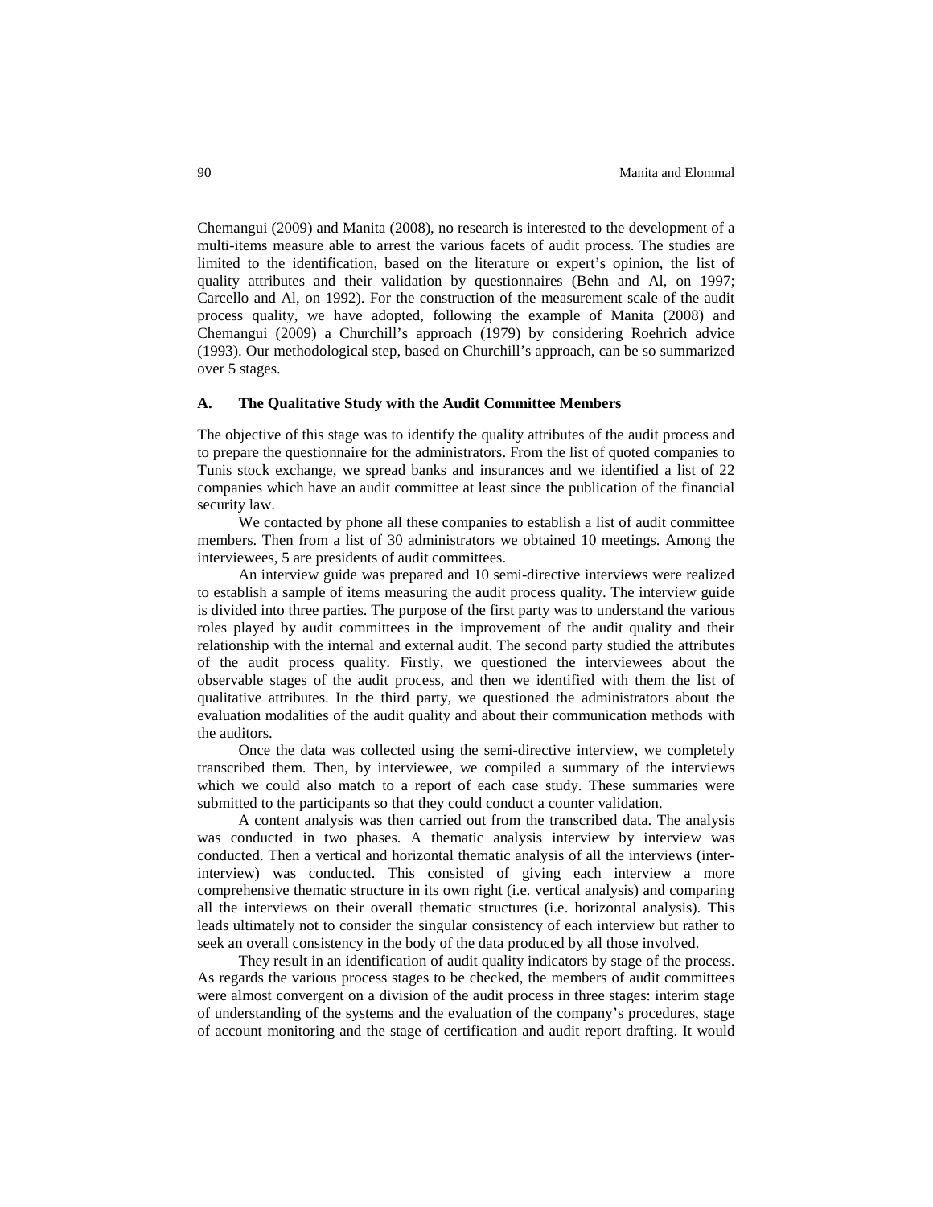Chemangui (2009) and Manita (2008), no research is interested to the development of a multi-items measure able to arrest the various facets of audit process. The studies are limited to the identification, based on the literature or expert's opinion, the list of quality attributes and their validation by questionnaires (Behn and Al, on 1997; Carcello and Al, on 1992). For the construction of the measurement scale of the audit process quality, we have adopted, following the example of Manita (2008) and Chemangui (2009) a Churchill's approach (1979) by considering Roehrich advice (1993). Our methodological step, based on Churchill's approach, can be so summarized over 5 stages.

### A. The Qualitative Study with the Audit Committee Members

The objective of this stage was to identify the quality attributes of the audit process and to prepare the questionnaire for the administrators. From the list of quoted companies to Tunis stock exchange, we spread banks and insurances and we identified a list of 22 companies which have an audit committee at least since the publication of the financial security law.

We contacted by phone all these companies to establish a list of audit committee members. Then from a list of 30 administrators we obtained 10 meetings. Among the interviewees, 5 are presidents of audit committees.

An interview guide was prepared and 10 semi-directive interviews were realized to establish a sample of items measuring the audit process quality. The interview guide is divided into three parties. The purpose of the first party was to understand the various roles played by audit committees in the improvement of the audit quality and their relationship with the internal and external audit. The second party studied the attributes of the audit process quality. Firstly, we questioned the interviewees about the observable stages of the audit process, and then we identified with them the list of qualitative attributes. In the third party, we questioned the administrators about the evaluation modalities of the audit quality and about their communication methods with the auditors.

Once the data was collected using the semi-directive interview, we completely transcribed them. Then, by interviewee, we compiled a summary of the interviews which we could also match to a report of each case study. These summaries were submitted to the participants so that they could conduct a counter validation.

A content analysis was then carried out from the transcribed data. The analysis was conducted in two phases. A thematic analysis interview by interview was conducted. Then a vertical and horizontal thematic analysis of all the interviews (inter-interview) was conducted. This consisted of giving each interview a more comprehensive thematic structure in its own right (i.e. vertical analysis) and comparing all the interviews on their overall thematic structures (i.e. horizontal analysis). This leads ultimately not to consider the singular consistency of each interview but rather to seek an overall consistency in the body of the data produced by all those involved.

They result in an identification of audit quality indicators by stage of the process. As regards the various process stages to be checked, the members of audit committees were almost convergent on a division of the audit process in three stages: interim stage of understanding of the systems and the evaluation of the company's procedures, stage of account monitoring and the stage of certification and audit report drafting. It would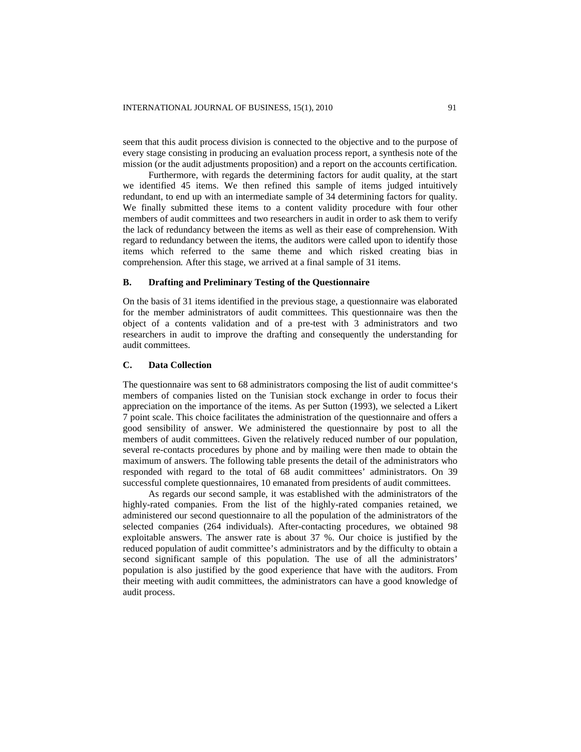seem that this audit process division is connected to the objective and to the purpose of every stage consisting in producing an evaluation process report, a synthesis note of the mission (or the audit adjustments proposition) and a report on the accounts certification.

Furthermore, with regards the determining factors for audit quality, at the start we identified 45 items. We then refined this sample of items judged intuitively redundant, to end up with an intermediate sample of 34 determining factors for quality. We finally submitted these items to a content validity procedure with four other members of audit committees and two researchers in audit in order to ask them to verify the lack of redundancy between the items as well as their ease of comprehension. With regard to redundancy between the items, the auditors were called upon to identify those items which referred to the same theme and which risked creating bias in comprehension. After this stage, we arrived at a final sample of 31 items.

### B. Drafting and Preliminary Testing of the Questionnaire

On the basis of 31 items identified in the previous stage, a questionnaire was elaborated for the member administrators of audit committees. This questionnaire was then the object of a contents validation and of a pre-test with 3 administrators and two researchers in audit to improve the drafting and consequently the understanding for audit committees.

### C. Data Collection

The questionnaire was sent to 68 administrators composing the list of audit committee's members of companies listed on the Tunisian stock exchange in order to focus their appreciation on the importance of the items. As per Sutton (1993), we selected a Likert 7 point scale. This choice facilitates the administration of the questionnaire and offers a good sensibility of answer. We administered the questionnaire by post to all the members of audit committees. Given the relatively reduced number of our population, several re-contacts procedures by phone and by mailing were then made to obtain the maximum of answers. The following table presents the detail of the administrators who responded with regard to the total of 68 audit committees' administrators. On 39 successful complete questionnaires, 10 emanated from presidents of audit committees.

As regards our second sample, it was established with the administrators of the highly-rated companies. From the list of the highly-rated companies retained, we administered our second questionnaire to all the population of the administrators of the selected companies (264 individuals). After-contacting procedures, we obtained 98 exploitable answers. The answer rate is about 37 %. Our choice is justified by the reduced population of audit committee's administrators and by the difficulty to obtain a second significant sample of this population. The use of all the administrators' population is also justified by the good experience that have with the auditors. From their meeting with audit committees, the administrators can have a good knowledge of audit process.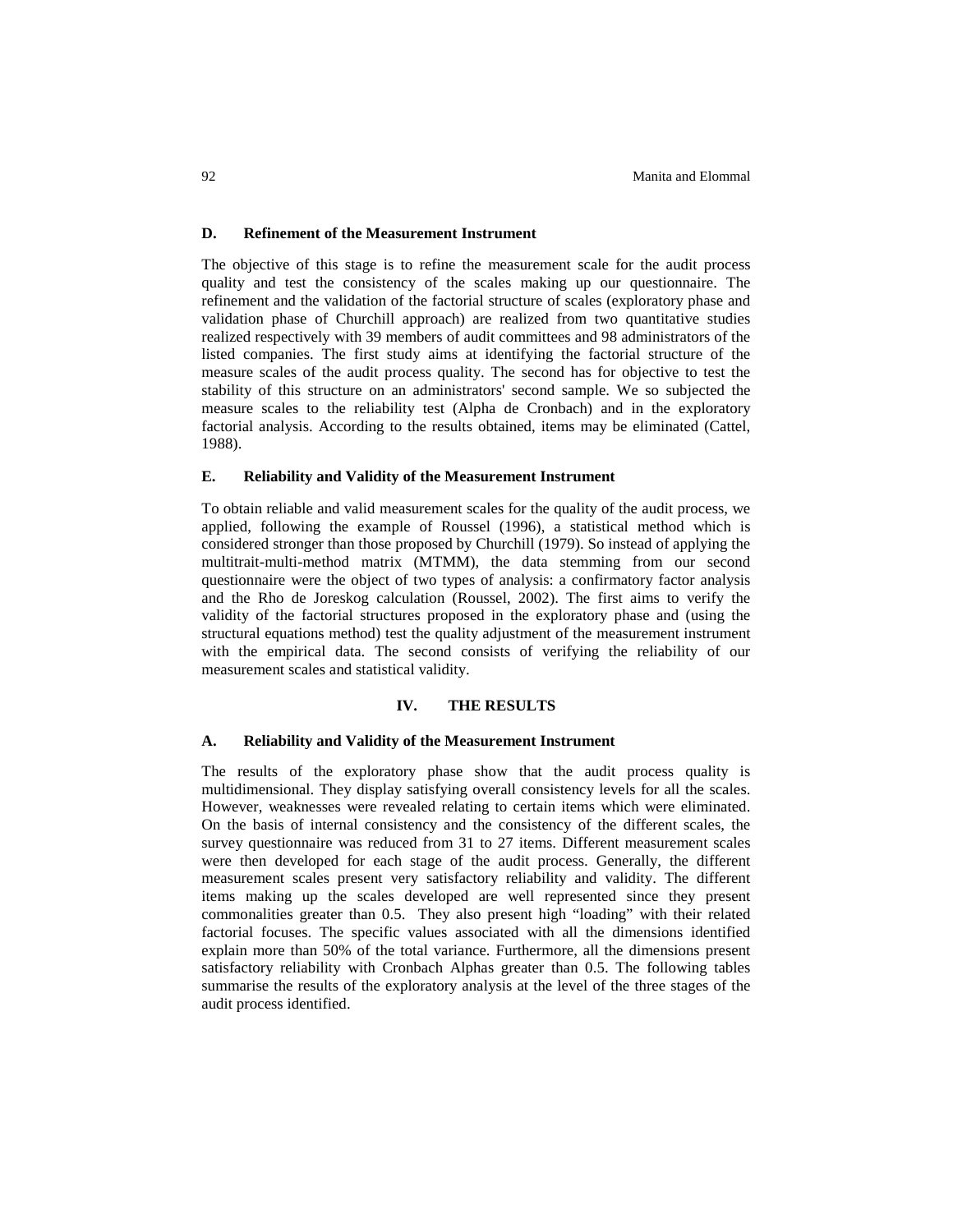### D. Refinement of the Measurement Instrument

The objective of this stage is to refine the measurement scale for the audit process quality and test the consistency of the scales making up our questionnaire. The refinement and the validation of the factorial structure of scales (exploratory phase and validation phase of Churchill approach) are realized from two quantitative studies realized respectively with 39 members of audit committees and 98 administrators of the listed companies. The first study aims at identifying the factorial structure of the measure scales of the audit process quality. The second has for objective to test the stability of this structure on an administrators' second sample. We so subjected the measure scales to the reliability test (Alpha de Cronbach) and in the exploratory factorial analysis. According to the results obtained, items may be eliminated (Cattel, 1988).

### E. Reliability and Validity of the Measurement Instrument

To obtain reliable and valid measurement scales for the quality of the audit process, we applied, following the example of Roussel (1996), a statistical method which is considered stronger than those proposed by Churchill (1979). So instead of applying the multitrait-multi-method matrix (MTMM), the data stemming from our second questionnaire were the object of two types of analysis: a confirmatory factor analysis and the Rho de Joreskog calculation (Roussel, 2002). The first aims to verify the validity of the factorial structures proposed in the exploratory phase and (using the structural equations method) test the quality adjustment of the measurement instrument with the empirical data. The second consists of verifying the reliability of our measurement scales and statistical validity.

## IV. THE RESULTS

### A. Reliability and Validity of the Measurement Instrument

The results of the exploratory phase show that the audit process quality is multidimensional. They display satisfying overall consistency levels for all the scales. However, weaknesses were revealed relating to certain items which were eliminated. On the basis of internal consistency and the consistency of the different scales, the survey questionnaire was reduced from 31 to 27 items. Different measurement scales were then developed for each stage of the audit process. Generally, the different measurement scales present very satisfactory reliability and validity. The different items making up the scales developed are well represented since they present commonalities greater than 0.5. They also present high "loading" with their related factorial focuses. The specific values associated with all the dimensions identified explain more than 50% of the total variance. Furthermore, all the dimensions present satisfactory reliability with Cronbach Alphas greater than 0.5. The following tables summarise the results of the exploratory analysis at the level of the three stages of the audit process identified.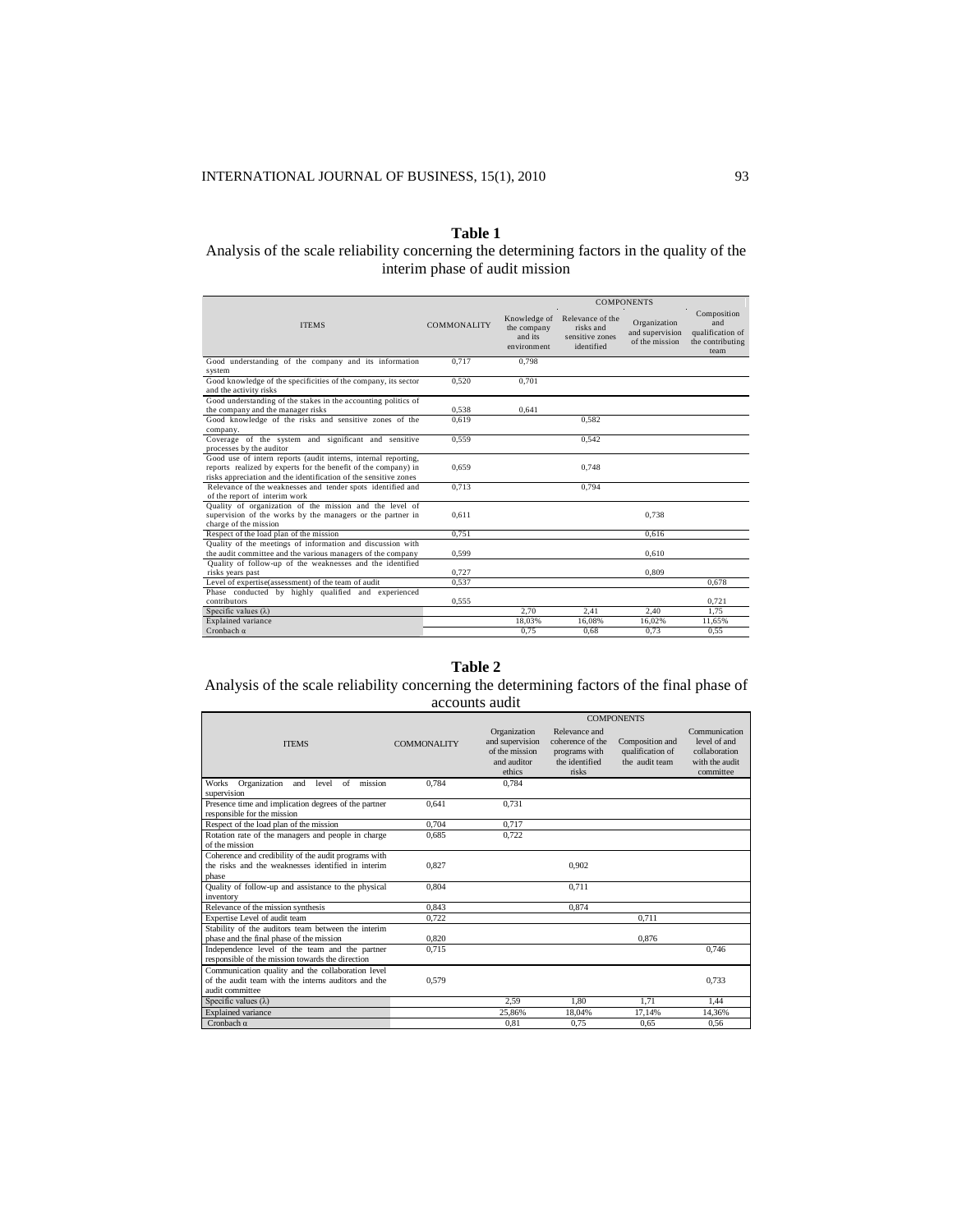**Table 1**

Analysis of the scale reliability concerning the determining factors in the quality of the interim phase of audit mission

| ITEMS | COMMONALITY | COMPONENTS | | | |
|---|---|---|---|---|---|
| | | Knowledge of the company and its environment | Relevance of the risks and sensitive zones identified | Organization and supervision of the mission | Composition and qualification of the contributing team |
| Good understanding of the company and its information system | 0,717 | 0,798 | | | |
| Good knowledge of the specificities of the company, its sector and the activity risks | 0,520 | 0,701 | | | |
| Good understanding of the stakes in the accounting politics of the company and the manager risks | 0,538 | 0,641 | | | |
| Good knowledge of the risks and sensitive zones of the company. | 0,619 | | 0,582 | | |
| Coverage of the system and significant and sensitive processes by the auditor | 0,559 | | 0,542 | | |
| Good use of intern reports (audit interns, internal reporting, reports realized by experts for the benefit of the company) in risks appreciation and the identification of the sensitive zones | 0,659 | | 0,748 | | |
| Relevance of the weaknesses and tender spots identified and of the report of interim work | 0,713 | | 0,794 | | |
| Quality of organization of the mission and the level of supervision of the works by the managers or the partner in charge of the mission | 0,611 | | | 0,738 | |
| Respect of the load plan of the mission | 0,751 | | | 0,616 | |
| Quality of the meetings of information and discussion with the audit committee and the various managers of the company | 0,599 | | | 0,610 | |
| Quality of follow-up of the weaknesses and the identified risks years past | 0,727 | | | 0,809 | |
| Level of expertise(assessment) of the team of audit | 0,537 | | | | 0,678 |
| Phase conducted by highly qualified and experienced contributors | 0,555 | | | | 0,721 |
| Specific values (λ) | | 2,70 | 2,41 | 2,40 | 1,75 |
| Explained variance | | 18,03% | 16,08% | 16,02% | 11,65% |
| Cronbach α | | 0,75 | 0,68 | 0,73 | 0,55 |

**Table 2**

Analysis of the scale reliability concerning the determining factors of the final phase of accounts audit

| ITEMS | COMMONALITY | COMPONENTS | | | |
|---|---|---|---|---|---|
| | | Organization and supervision of the mission and auditor ethics | Relevance and coherence of the programs with the identified risks | Composition and qualification of the audit team | Communication level of and collaboration with the audit committee |
| Works Organization and level of mission supervision | 0,784 | 0,784 | | | |
| Presence time and implication degrees of the partner responsible for the mission | 0,641 | 0,731 | | | |
| Respect of the load plan of the mission | 0,704 | 0,717 | | | |
| Rotation rate of the managers and people in charge of the mission | 0,685 | 0,722 | | | |
| Coherence and credibility of the audit programs with the risks and the weaknesses identified in interim phase | 0,827 | | 0,902 | | |
| Quality of follow-up and assistance to the physical inventory | 0,804 | | 0,711 | | |
| Relevance of the mission synthesis | 0,843 | | 0,874 | | |
| Expertise Level of audit team | 0,722 | | | 0,711 | |
| Stability of the auditors team between the interim phase and the final phase of the mission | 0,820 | | | 0,876 | |
| Independence level of the team and the partner responsible of the mission towards the direction | 0,715 | | | | 0,746 |
| Communication quality and the collaboration level of the audit team with the interns auditors and the audit committee | 0,579 | | | | 0,733 |
| Specific values (λ) | | 2,59 | 1,80 | 1,71 | 1,44 |
| Explained variance | | 25,86% | 18,04% | 17,14% | 14,36% |
| Cronbach α | | 0,81 | 0,75 | 0,65 | 0,56 |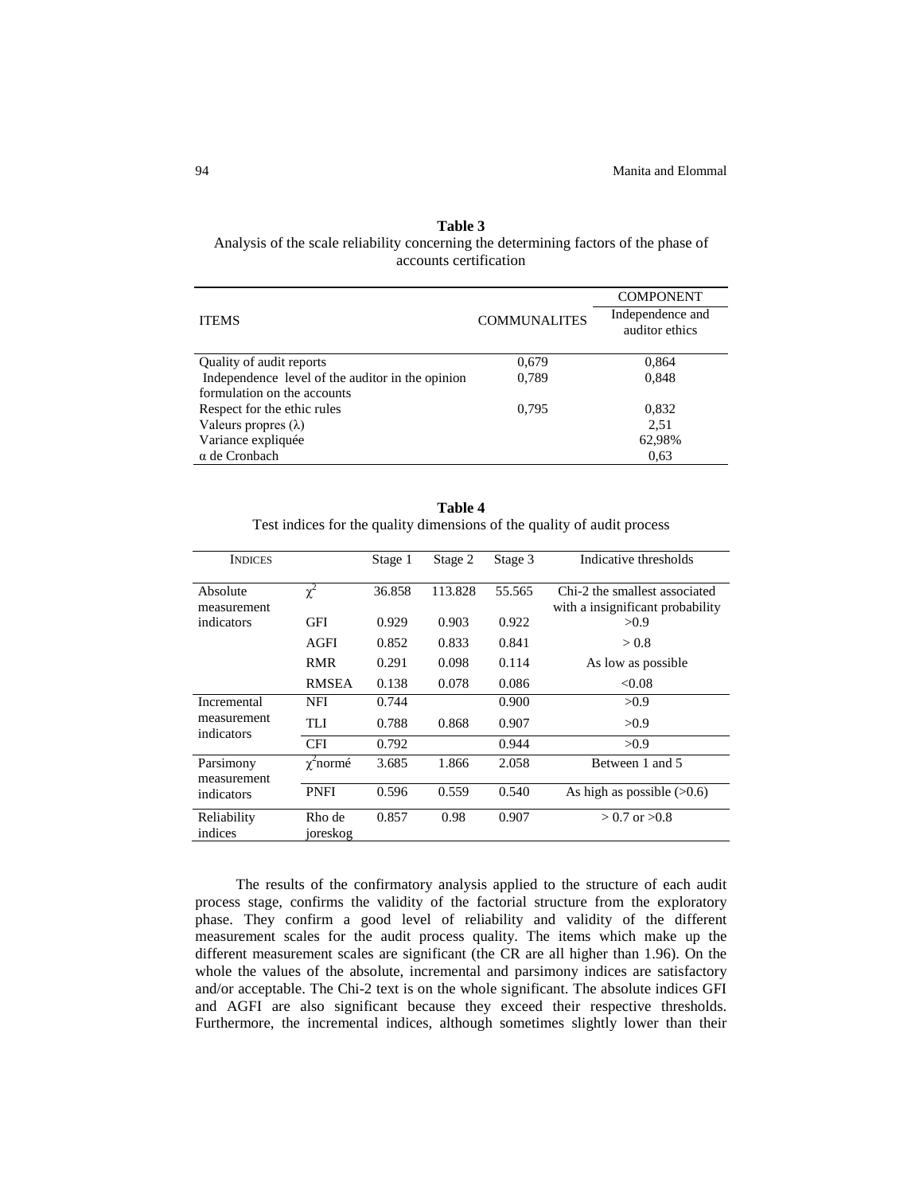**Table 3**
Analysis of the scale reliability concerning the determining factors of the phase of accounts certification

| ITEMS | COMMUNALITES | COMPONENT |
|---|---|---|
| | | Independence and auditor ethics |
| Quality of audit reports | 0,679 | 0,864 |
| Independence level of the auditor in the opinion formulation on the accounts | 0,789 | 0,848 |
| Respect for the ethic rules | 0,795 | 0,832 |
| Valeurs propres (λ) | | 2,51 |
| Variance expliquée | | 62,98% |
| α de Cronbach | | 0,63 |

**Table 4**
Test indices for the quality dimensions of the quality of audit process

| INDICES | | Stage 1 | Stage 2 | Stage 3 | Indicative thresholds |
|---|---|---|---|---|---|
| Absolute measurement indicators | $\chi^2$ | 36.858 | 113.828 | 55.565 | Chi-2 the smallest associated with a insignificant probability |
| | GFI | 0.929 | 0.903 | 0.922 | >0.9 |
| | AGFI | 0.852 | 0.833 | 0.841 | > 0.8 |
| | RMR | 0.291 | 0.098 | 0.114 | As low as possible |
| | RMSEA | 0.138 | 0.078 | 0.086 | <0.08 |
| Incremental measurement indicators | NFI | 0.744 | | 0.900 | >0.9 |
| | TLI | 0.788 | 0.868 | 0.907 | >0.9 |
| | CFI | 0.792 | | 0.944 | >0.9 |
| Parsimony measurement indicators | $\chi^2$normé | 3.685 | 1.866 | 2.058 | Between 1 and 5 |
| | PNFI | 0.596 | 0.559 | 0.540 | As high as possible (>0.6) |
| Reliability indices | Rho de joreskog | 0.857 | 0.98 | 0.907 | > 0.7 or >0.8 |

The results of the confirmatory analysis applied to the structure of each audit process stage, confirms the validity of the factorial structure from the exploratory phase. They confirm a good level of reliability and validity of the different measurement scales for the audit process quality. The items which make up the different measurement scales are significant (the CR are all higher than 1.96). On the whole the values of the absolute, incremental and parsimony indices are satisfactory and/or acceptable. The Chi-2 text is on the whole significant. The absolute indices GFI and AGFI are also significant because they exceed their respective thresholds. Furthermore, the incremental indices, although sometimes slightly lower than their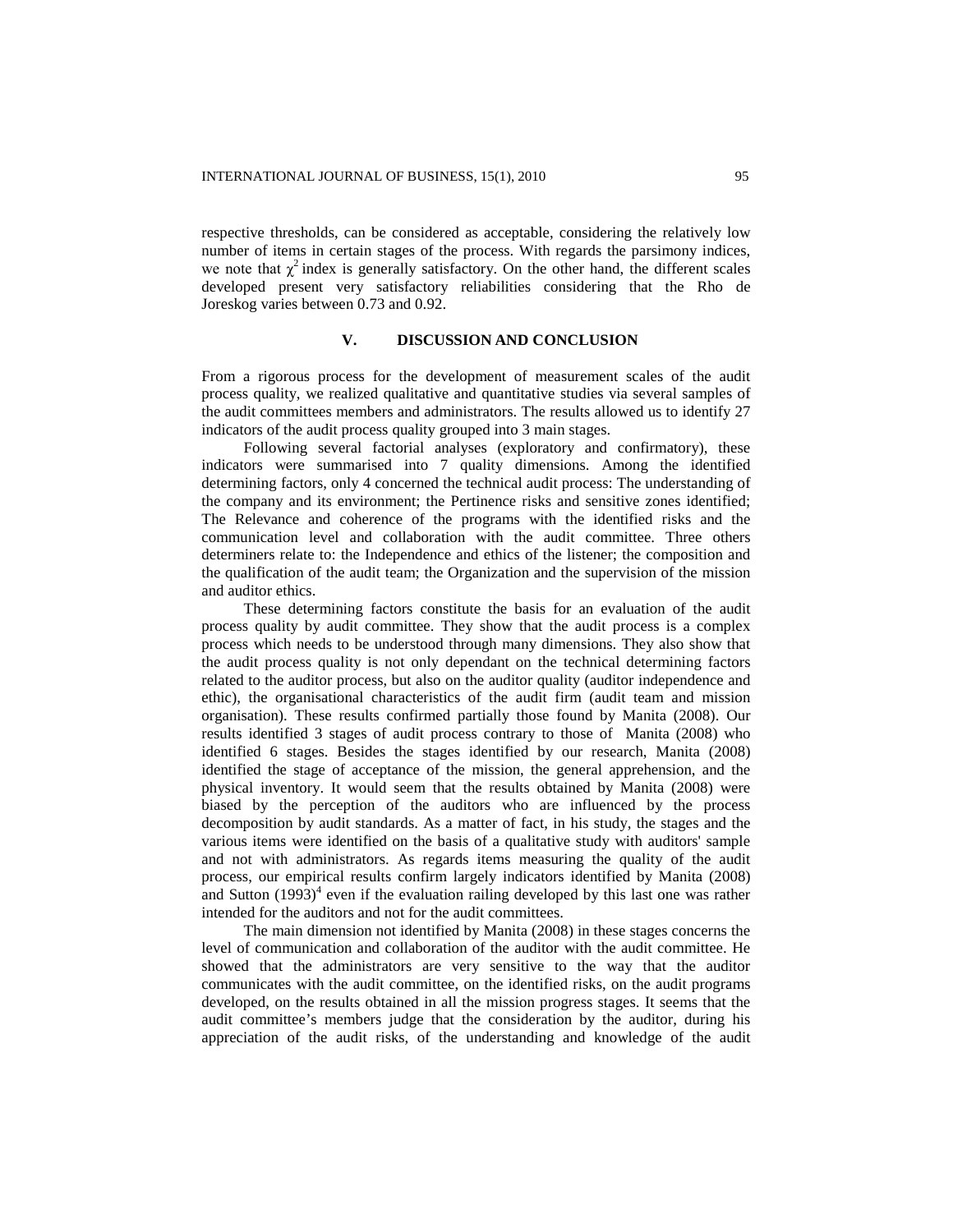respective thresholds, can be considered as acceptable, considering the relatively low number of items in certain stages of the process. With regards the parsimony indices, we note that $\chi^2$ index is generally satisfactory. On the other hand, the different scales developed present very satisfactory reliabilities considering that the Rho de Joreskog varies between 0.73 and 0.92.

## V. DISCUSSION AND CONCLUSION

From a rigorous process for the development of measurement scales of the audit process quality, we realized qualitative and quantitative studies via several samples of the audit committees members and administrators. The results allowed us to identify 27 indicators of the audit process quality grouped into 3 main stages.

Following several factorial analyses (exploratory and confirmatory), these indicators were summarised into 7 quality dimensions. Among the identified determining factors, only 4 concerned the technical audit process: The understanding of the company and its environment; the Pertinence risks and sensitive zones identified; The Relevance and coherence of the programs with the identified risks and the communication level and collaboration with the audit committee. Three others determiners relate to: the Independence and ethics of the listener; the composition and the qualification of the audit team; the Organization and the supervision of the mission and auditor ethics.

These determining factors constitute the basis for an evaluation of the audit process quality by audit committee. They show that the audit process is a complex process which needs to be understood through many dimensions. They also show that the audit process quality is not only dependant on the technical determining factors related to the auditor process, but also on the auditor quality (auditor independence and ethic), the organisational characteristics of the audit firm (audit team and mission organisation). These results confirmed partially those found by Manita (2008). Our results identified 3 stages of audit process contrary to those of Manita (2008) who identified 6 stages. Besides the stages identified by our research, Manita (2008) identified the stage of acceptance of the mission, the general apprehension, and the physical inventory. It would seem that the results obtained by Manita (2008) were biased by the perception of the auditors who are influenced by the process decomposition by audit standards. As a matter of fact, in his study, the stages and the various items were identified on the basis of a qualitative study with auditors' sample and not with administrators. As regards items measuring the quality of the audit process, our empirical results confirm largely indicators identified by Manita (2008) and Sutton (1993)[4] even if the evaluation railing developed by this last one was rather intended for the auditors and not for the audit committees.

The main dimension not identified by Manita (2008) in these stages concerns the level of communication and collaboration of the auditor with the audit committee. He showed that the administrators are very sensitive to the way that the auditor communicates with the audit committee, on the identified risks, on the audit programs developed, on the results obtained in all the mission progress stages. It seems that the audit committee's members judge that the consideration by the auditor, during his appreciation of the audit risks, of the understanding and knowledge of the audit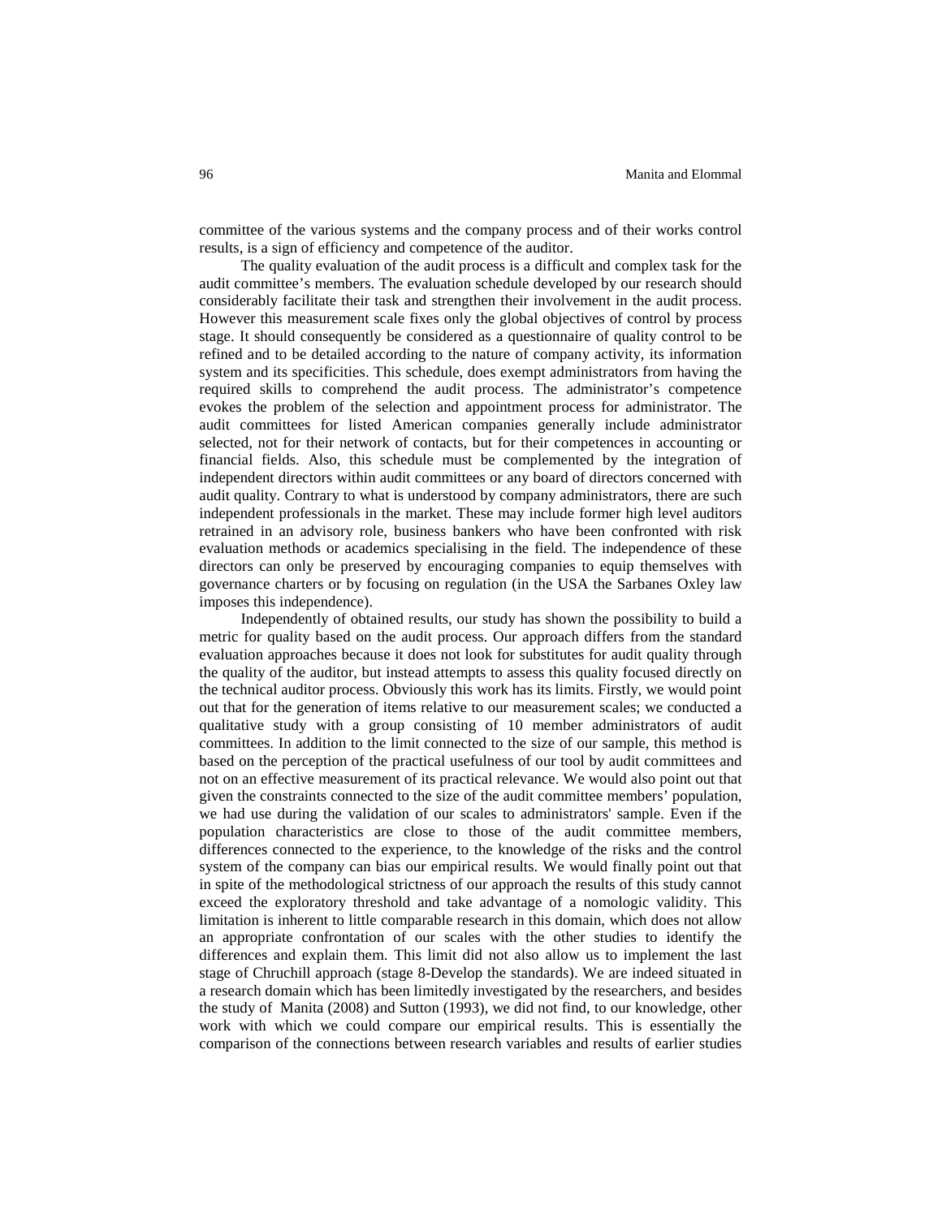committee of the various systems and the company process and of their works control results, is a sign of efficiency and competence of the auditor.

The quality evaluation of the audit process is a difficult and complex task for the audit committee's members. The evaluation schedule developed by our research should considerably facilitate their task and strengthen their involvement in the audit process. However this measurement scale fixes only the global objectives of control by process stage. It should consequently be considered as a questionnaire of quality control to be refined and to be detailed according to the nature of company activity, its information system and its specificities. This schedule, does exempt administrators from having the required skills to comprehend the audit process. The administrator's competence evokes the problem of the selection and appointment process for administrator. The audit committees for listed American companies generally include administrator selected, not for their network of contacts, but for their competences in accounting or financial fields. Also, this schedule must be complemented by the integration of independent directors within audit committees or any board of directors concerned with audit quality. Contrary to what is understood by company administrators, there are such independent professionals in the market. These may include former high level auditors retrained in an advisory role, business bankers who have been confronted with risk evaluation methods or academics specialising in the field. The independence of these directors can only be preserved by encouraging companies to equip themselves with governance charters or by focusing on regulation (in the USA the Sarbanes Oxley law imposes this independence).

Independently of obtained results, our study has shown the possibility to build a metric for quality based on the audit process. Our approach differs from the standard evaluation approaches because it does not look for substitutes for audit quality through the quality of the auditor, but instead attempts to assess this quality focused directly on the technical auditor process. Obviously this work has its limits. Firstly, we would point out that for the generation of items relative to our measurement scales; we conducted a qualitative study with a group consisting of 10 member administrators of audit committees. In addition to the limit connected to the size of our sample, this method is based on the perception of the practical usefulness of our tool by audit committees and not on an effective measurement of its practical relevance. We would also point out that given the constraints connected to the size of the audit committee members' population, we had use during the validation of our scales to administrators' sample. Even if the population characteristics are close to those of the audit committee members, differences connected to the experience, to the knowledge of the risks and the control system of the company can bias our empirical results. We would finally point out that in spite of the methodological strictness of our approach the results of this study cannot exceed the exploratory threshold and take advantage of a nomologic validity. This limitation is inherent to little comparable research in this domain, which does not allow an appropriate confrontation of our scales with the other studies to identify the differences and explain them. This limit did not also allow us to implement the last stage of Chruchill approach (stage 8-Develop the standards). We are indeed situated in a research domain which has been limitedly investigated by the researchers, and besides the study of Manita (2008) and Sutton (1993), we did not find, to our knowledge, other work with which we could compare our empirical results. This is essentially the comparison of the connections between research variables and results of earlier studies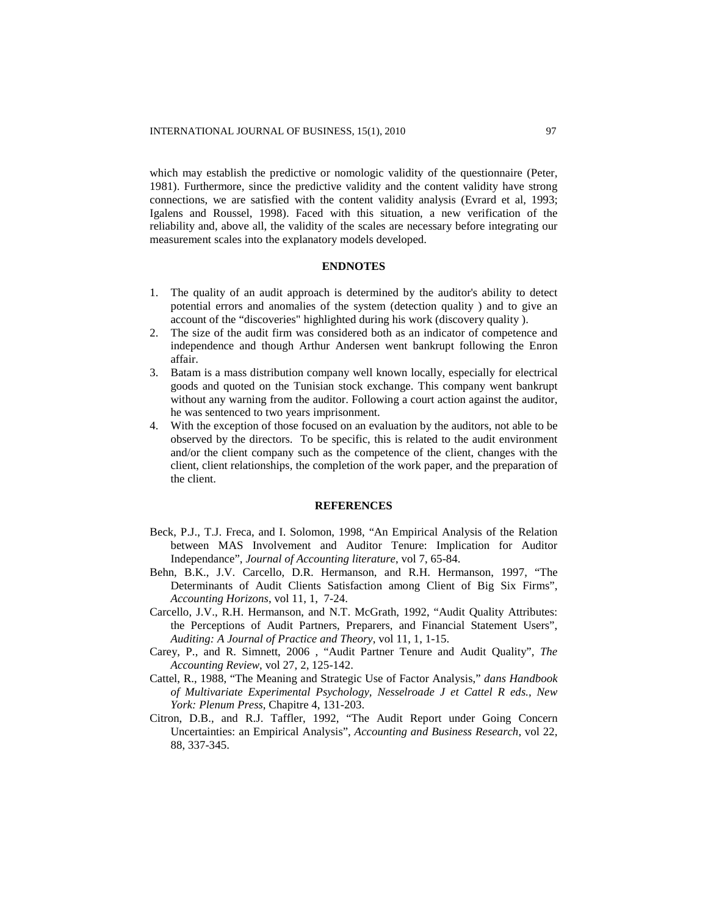which may establish the predictive or nomologic validity of the questionnaire (Peter, 1981). Furthermore, since the predictive validity and the content validity have strong connections, we are satisfied with the content validity analysis (Evrard et al, 1993; Igalens and Roussel, 1998). Faced with this situation, a new verification of the reliability and, above all, the validity of the scales are necessary before integrating our measurement scales into the explanatory models developed.

## ENDNOTES

1. The quality of an audit approach is determined by the auditor's ability to detect potential errors and anomalies of the system (detection quality ) and to give an account of the "discoveries" highlighted during his work (discovery quality ).
2. The size of the audit firm was considered both as an indicator of competence and independence and though Arthur Andersen went bankrupt following the Enron affair.
3. Batam is a mass distribution company well known locally, especially for electrical goods and quoted on the Tunisian stock exchange. This company went bankrupt without any warning from the auditor. Following a court action against the auditor, he was sentenced to two years imprisonment.
4. With the exception of those focused on an evaluation by the auditors, not able to be observed by the directors. To be specific, this is related to the audit environment and/or the client company such as the competence of the client, changes with the client, client relationships, the completion of the work paper, and the preparation of the client.

## REFERENCES

Beck, P.J., T.J. Freca, and I. Solomon, 1998, "An Empirical Analysis of the Relation between MAS Involvement and Auditor Tenure: Implication for Auditor Independance", *Journal of Accounting literature*, vol 7, 65-84.

Behn, B.K., J.V. Carcello, D.R. Hermanson, and R.H. Hermanson, 1997, "The Determinants of Audit Clients Satisfaction among Client of Big Six Firms", *Accounting Horizons*, vol 11, 1, 7-24.

Carcello, J.V., R.H. Hermanson, and N.T. McGrath, 1992, "Audit Quality Attributes: the Perceptions of Audit Partners, Preparers, and Financial Statement Users", *Auditing: A Journal of Practice and Theory*, vol 11, 1, 1-15.

Carey, P., and R. Simnett, 2006 , "Audit Partner Tenure and Audit Quality", *The Accounting Review*, vol 27, 2, 125-142.

Cattel, R., 1988, "The Meaning and Strategic Use of Factor Analysis," *dans Handbook of Multivariate Experimental Psychology, Nesselroade J et Cattel R eds., New York: Plenum Press*, Chapitre 4, 131-203.

Citron, D.B., and R.J. Taffler, 1992, "The Audit Report under Going Concern Uncertainties: an Empirical Analysis", *Accounting and Business Research*, vol 22, 88, 337-345.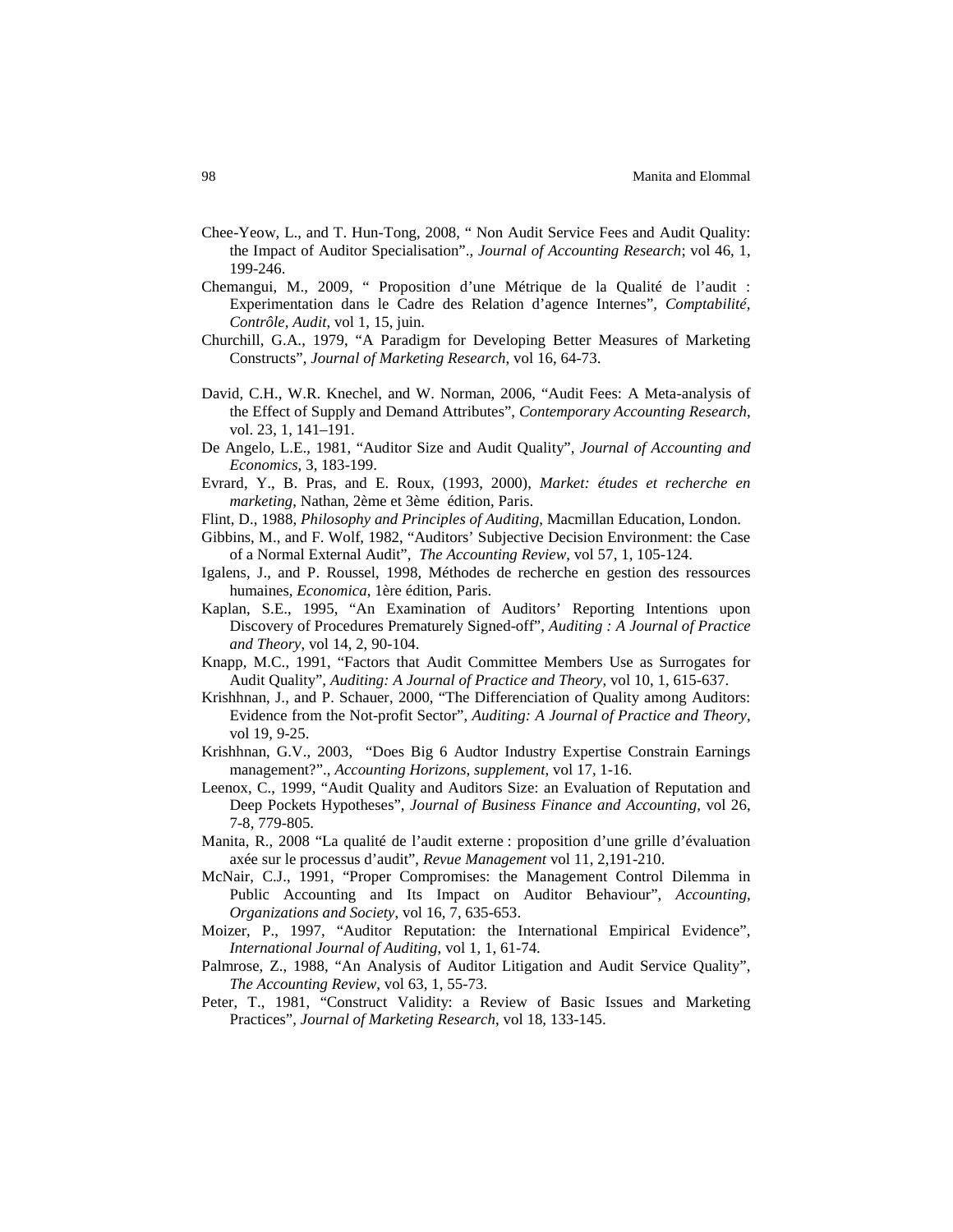Chee-Yeow, L., and T. Hun-Tong, 2008, " Non Audit Service Fees and Audit Quality: the Impact of Auditor Specialisation"., *Journal of Accounting Research*; vol 46, 1, 199-246.

Chemangui, M., 2009, " Proposition d'une Métrique de la Qualité de l'audit : Experimentation dans le Cadre des Relation d'agence Internes", *Comptabilité, Contrôle, Audit*, vol 1, 15, juin.

Churchill, G.A., 1979, "A Paradigm for Developing Better Measures of Marketing Constructs", *Journal of Marketing Research*, vol 16, 64-73.

David, C.H., W.R. Knechel, and W. Norman, 2006, "Audit Fees: A Meta-analysis of the Effect of Supply and Demand Attributes", *Contemporary Accounting Research*, vol. 23, 1, 141–191.

De Angelo, L.E., 1981, "Auditor Size and Audit Quality", *Journal of Accounting and Economics*, 3, 183-199.

Evrard, Y., B. Pras, and E. Roux, (1993, 2000), *Market: études et recherche en marketing*, Nathan, 2ème et 3ème édition, Paris.

Flint, D., 1988, *Philosophy and Principles of Auditing*, Macmillan Education, London.

Gibbins, M., and F. Wolf, 1982, "Auditors' Subjective Decision Environment: the Case of a Normal External Audit", *The Accounting Review*, vol 57, 1, 105-124.

Igalens, J., and P. Roussel, 1998, Méthodes de recherche en gestion des ressources humaines, *Economica*, 1ère édition, Paris.

Kaplan, S.E., 1995, "An Examination of Auditors' Reporting Intentions upon Discovery of Procedures Prematurely Signed-off", *Auditing : A Journal of Practice and Theory*, vol 14, 2, 90-104.

Knapp, M.C., 1991, "Factors that Audit Committee Members Use as Surrogates for Audit Quality", *Auditing: A Journal of Practice and Theory*, vol 10, 1, 615-637.

Krishhnan, J., and P. Schauer, 2000, "The Differenciation of Quality among Auditors: Evidence from the Not-profit Sector", *Auditing: A Journal of Practice and Theory*, vol 19, 9-25.

Krishhnan, G.V., 2003, "Does Big 6 Audtor Industry Expertise Constrain Earnings management?"., *Accounting Horizons, supplement*, vol 17, 1-16.

Leenox, C., 1999, "Audit Quality and Auditors Size: an Evaluation of Reputation and Deep Pockets Hypotheses", *Journal of Business Finance and Accounting*, vol 26, 7-8, 779-805.

Manita, R., 2008 "La qualité de l'audit externe : proposition d'une grille d'évaluation axée sur le processus d'audit", *Revue Management* vol 11, 2,191-210.

McNair, C.J., 1991, "Proper Compromises: the Management Control Dilemma in Public Accounting and Its Impact on Auditor Behaviour", *Accounting, Organizations and Society*, vol 16, 7, 635-653.

Moizer, P., 1997, "Auditor Reputation: the International Empirical Evidence", *International Journal of Auditing*, vol 1, 1, 61-74.

Palmrose, Z., 1988, "An Analysis of Auditor Litigation and Audit Service Quality", *The Accounting Review*, vol 63, 1, 55-73.

Peter, T., 1981, "Construct Validity: a Review of Basic Issues and Marketing Practices", *Journal of Marketing Research*, vol 18, 133-145.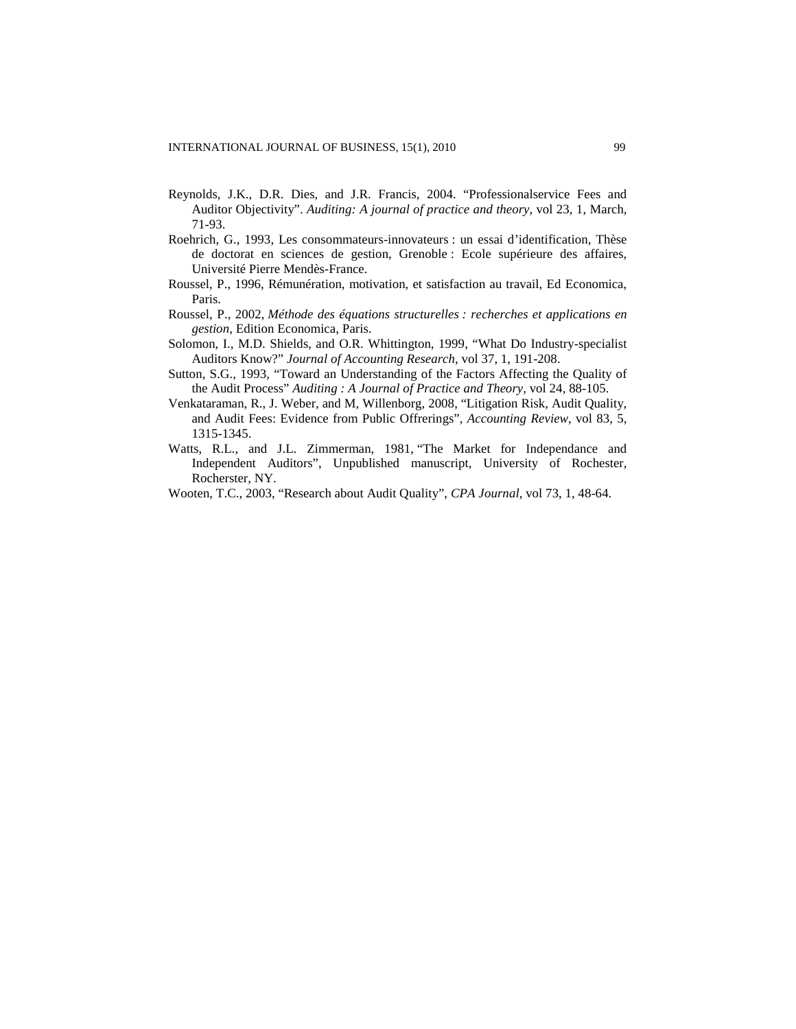Reynolds, J.K., D.R. Dies, and J.R. Francis, 2004. "Professionalservice Fees and Auditor Objectivity". *Auditing: A journal of practice and theory*, vol 23, 1, March, 71-93.

Roehrich, G., 1993, Les consommateurs-innovateurs : un essai d'identification, Thèse de doctorat en sciences de gestion, Grenoble : Ecole supérieure des affaires, Université Pierre Mendès-France.

Roussel, P., 1996, Rémunération, motivation, et satisfaction au travail, Ed Economica, Paris.

Roussel, P., 2002, *Méthode des équations structurelles : recherches et applications en gestion*, Edition Economica, Paris.

Solomon, I., M.D. Shields, and O.R. Whittington, 1999, "What Do Industry-specialist Auditors Know?" *Journal of Accounting Research*, vol 37, 1, 191-208.

Sutton, S.G., 1993, "Toward an Understanding of the Factors Affecting the Quality of the Audit Process" *Auditing : A Journal of Practice and Theory*, vol 24, 88-105.

Venkataraman, R., J. Weber, and M, Willenborg, 2008, "Litigation Risk, Audit Quality, and Audit Fees: Evidence from Public Offrerings", *Accounting Review*, vol 83, 5, 1315-1345.

Watts, R.L., and J.L. Zimmerman, 1981, "The Market for Independance and Independent Auditors", Unpublished manuscript, University of Rochester, Rocherster, NY.

Wooten, T.C., 2003, "Research about Audit Quality", *CPA Journal*, vol 73, 1, 48-64.